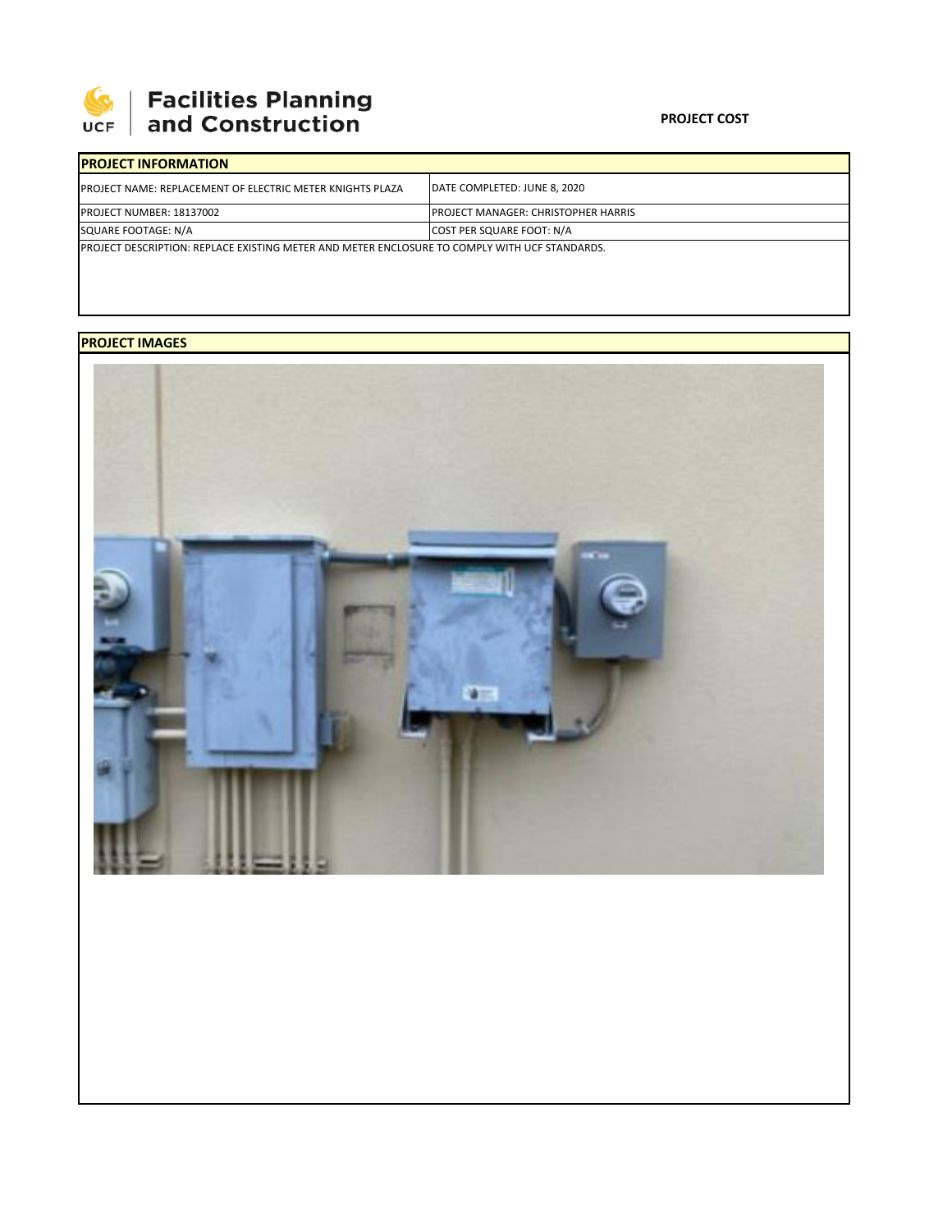# Facilities Planning and Construction

**PROJECT COST**

| PROJECT INFORMATION | |
|---|---|
| PROJECT NAME: REPLACEMENT OF ELECTRIC METER KNIGHTS PLAZA | DATE COMPLETED: JUNE 8, 2020 |
| PROJECT NUMBER: 18137002 | PROJECT MANAGER: CHRISTOPHER HARRIS |
| SQUARE FOOTAGE: N/A | COST PER SQUARE FOOT: N/A |
| PROJECT DESCRIPTION: REPLACE EXISTING METER AND METER ENCLOSURE TO COMPLY WITH UCF STANDARDS. | |

## PROJECT IMAGES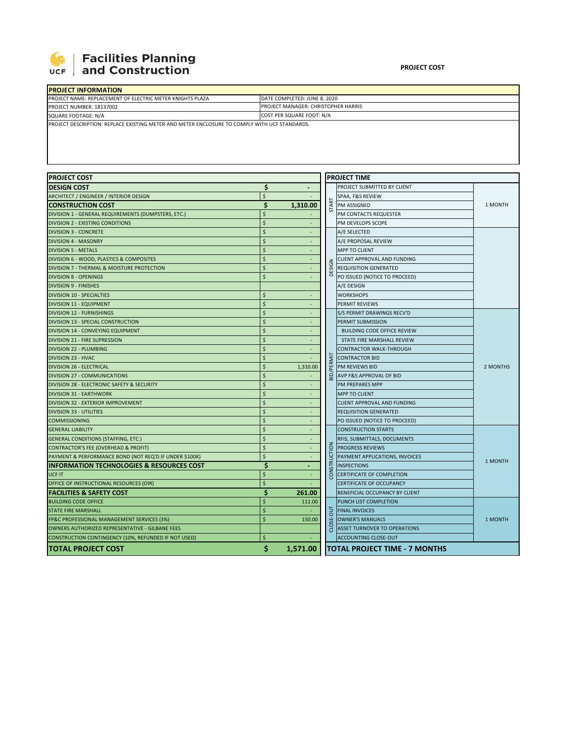**Facilities Planning and Construction**

**PROJECT COST**

| PROJECT INFORMATION | |
|---|---|
| PROJECT NAME: REPLACEMENT OF ELECTRIC METER KNIGHTS PLAZA | DATE COMPLETED: JUNE 8, 2020 |
| PROJECT NUMBER: 18137002 | PROJECT MANAGER: CHRISTOPHER HARRIS |
| SQUARE FOOTAGE: N/A | COST PER SQUARE FOOT: N/A |
| PROJECT DESCRIPTION: REPLACE EXISTING METER AND METER ENCLOSURE TO COMPLY WITH UCF STANDARDS. | |

| PROJECT COST | |
|---|---|
| **DESIGN COST** | **$ -** |
| ARCHITECT / ENGINEER / INTERIOR DESIGN | $ - |
| **CONSTRUCTION COST** | **$ 1,310.00** |
| DIVISION 1 - GENERAL REQUIREMENTS (DUMPSTERS, ETC.) | $ - |
| DIVISION 2 - EXISTING CONDITIONS | $ - |
| DIVISION 3 - CONCRETE | $ - |
| DIVISION 4 - MASONRY | $ - |
| DIVISION 5 - METALS | $ - |
| DIVISION 6 - WOOD, PLASTICS & COMPOSITES | $ - |
| DIVISION 7 - THERMAL & MOISTURE PROTECTION | $ - |
| DIVISION 8 - OPENINGS | $ - |
| DIVISION 9 - FINISHES | |
| DIVISION 10 - SPECIALTIES | $ - |
| DIVISION 11 - EQUIPMENT | $ - |
| DIVISION 12 - FURNISHINGS | $ - |
| DIVISION 13 - SPECIAL CONSTRUCTION | $ - |
| DIVISION 14 - CONVEYING EQUIPMENT | $ - |
| DIVISION 21 - FIRE SUPRESSION | $ - |
| DIVISION 22 - PLUMBING | $ - |
| DIVISION 23 - HVAC | $ - |
| DIVISION 26 - ELECTRICAL | $ 1,310.00 |
| DIVISION 27 - COMMUNICATIONS | $ - |
| DIVISION 28 - ELECTRONIC SAFETY & SECURITY | $ - |
| DIVISION 31 - EARTHWORK | $ - |
| DIVISION 32 - EXTERIOR IMPROVEMENT | $ - |
| DIVISION 33 - UTILITIES | $ - |
| COMMISSIONING | $ - |
| GENERAL LIABILITY | $ - |
| GENERAL CONDITIONS (STAFFING, ETC.) | $ - |
| CONTRACTOR'S FEE (OVERHEAD & PROFIT) | $ - |
| PAYMENT & PERFORMANCE BOND (NOT REQ'D IF UNDER $100K) | $ - |
| **INFORMATION TECHNOLOGIES & RESOURCES COST** | **$ -** |
| UCF IT | $ - |
| OFFICE OF INSTRUCTIONAL RESOURCES (OIR) | $ - |
| **FACILITIES & SAFETY COST** | **$ 261.00** |
| BUILDING CODE OFFICE | $ 111.00 |
| STATE FIRE MARSHALL | $ - |
| FP&C PROFESSIONAL MANAGEMENT SERVICES (3%) | $ 150.00 |
| OWNERS AUTHORIZED REPRESENTATIVE - GILBANE FEES | |
| CONSTRUCTION CONTINGENCY (10%, REFUNDED IF NOT USED) | $ - |
| **TOTAL PROJECT COST** | **$ 1,571.00** |

| PROJECT TIME | | |
|---|---|---|
| START | PROJECT SUBMITTED BY CLIENT | 1 MONTH |
| | SPAA, F&S REVIEW | |
| | PM ASSIGNED | |
| | PM CONTACTS REQUESTER | |
| | PM DEVELOPS SCOPE | |
| DESIGN | A/E SELECTED | |
| | A/E PROPOSAL REVIEW | |
| | MPP TO CLIENT | |
| | CLIENT APPROVAL AND FUNDING | |
| | REQUISITION GENERATED | |
| | PO ISSUED (NOTICE TO PROCEED) | |
| | A/E DESIGN | |
| | WORKSHOPS | |
| | PERMIT REVIEWS | |
| BID/PERMIT | S/S PERMIT DRAWINGS RECV'D | 2 MONTHS |
| | PERMIT SUBMISSION | |
| | BUILDING CODE OFFICE REVIEW | |
| | STATE FIRE MARSHALL REVIEW | |
| | CONTRACTOR WALK-THROUGH | |
| | CONTRACTOR BID | |
| | PM REVIEWS BID | |
| | AVP F&S APPROVAL OF BID | |
| | PM PREPARES MPP | |
| | MPP TO CLIENT | |
| | CLIENT APPROVAL AND FUNDING | |
| | REQUISITION GENERATED | |
| | PO ISSUED (NOTICE TO PROCEED) | |
| CONSTRUCTION | CONSTRUCTION STARTS | 1 MONTH |
| | RFIS, SUBMITTALS, DOCUMENTS | |
| | PROGRESS REVIEWS | |
| | PAYMENT APPLICATIONS, INVOICES | |
| | INSPECTIONS | |
| | CERTIFICATE OF COMPLETION | |
| | CERTIFICATE OF OCCUPANCY | |
| | BENEFICIAL OCCUPANCY BY CLIENT | |
| CLOSE-OUT | PUNCH LIST COMPLETION | 1 MONTH |
| | FINAL INVOICES | |
| | OWNER'S MANUALS | |
| | ASSET TURNOVER TO OPERATIONS | |
| | ACCOUNTING CLOSE-OUT | |
| **TOTAL PROJECT TIME - 7 MONTHS** | | |